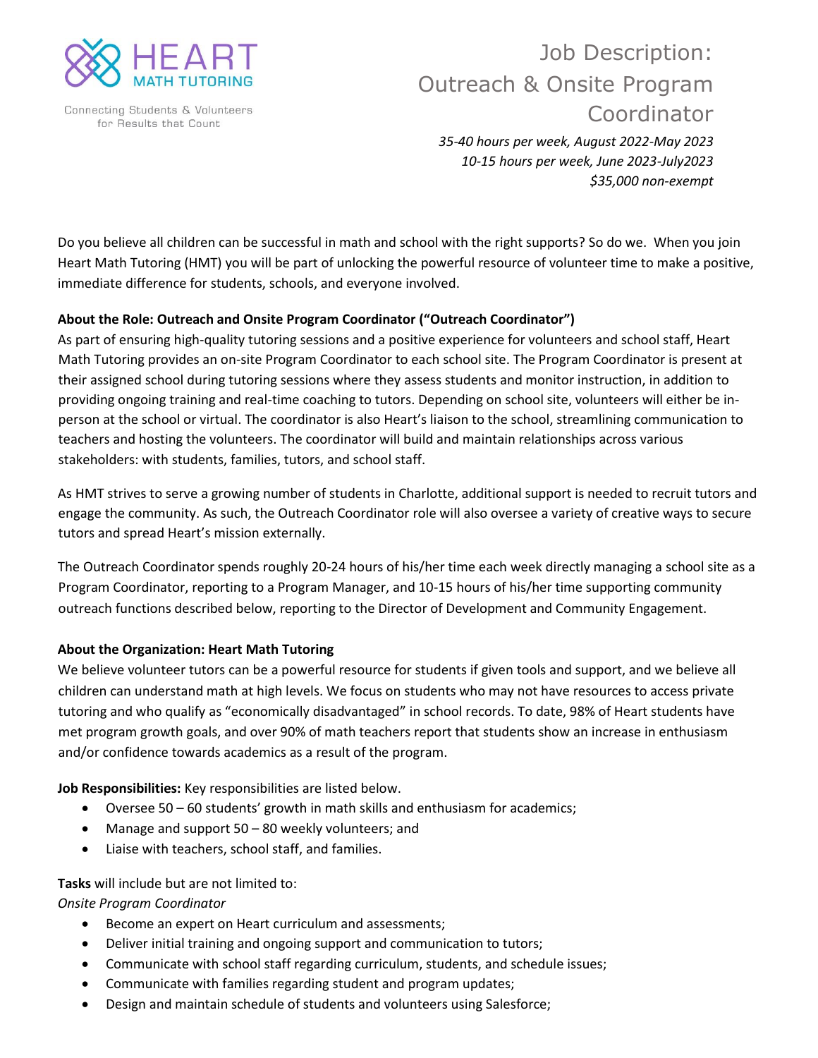HEART MATH TUTORING

Connecting Students & Volunteers for Results that Count

# Job Description: Outreach & Onsite Program Coordinator

*35-40 hours per week, August 2022-May 2023*
*10-15 hours per week, June 2023-July2023*
*$35,000 non-exempt*

Do you believe all children can be successful in math and school with the right supports? So do we. When you join Heart Math Tutoring (HMT) you will be part of unlocking the powerful resource of volunteer time to make a positive, immediate difference for students, schools, and everyone involved.

**About the Role: Outreach and Onsite Program Coordinator ("Outreach Coordinator")**

As part of ensuring high-quality tutoring sessions and a positive experience for volunteers and school staff, Heart Math Tutoring provides an on-site Program Coordinator to each school site. The Program Coordinator is present at their assigned school during tutoring sessions where they assess students and monitor instruction, in addition to providing ongoing training and real-time coaching to tutors. Depending on school site, volunteers will either be in-person at the school or virtual. The coordinator is also Heart's liaison to the school, streamlining communication to teachers and hosting the volunteers. The coordinator will build and maintain relationships across various stakeholders: with students, families, tutors, and school staff.

As HMT strives to serve a growing number of students in Charlotte, additional support is needed to recruit tutors and engage the community. As such, the Outreach Coordinator role will also oversee a variety of creative ways to secure tutors and spread Heart's mission externally.

The Outreach Coordinator spends roughly 20-24 hours of his/her time each week directly managing a school site as a Program Coordinator, reporting to a Program Manager, and 10-15 hours of his/her time supporting community outreach functions described below, reporting to the Director of Development and Community Engagement.

**About the Organization: Heart Math Tutoring**

We believe volunteer tutors can be a powerful resource for students if given tools and support, and we believe all children can understand math at high levels. We focus on students who may not have resources to access private tutoring and who qualify as "economically disadvantaged" in school records. To date, 98% of Heart students have met program growth goals, and over 90% of math teachers report that students show an increase in enthusiasm and/or confidence towards academics as a result of the program.

**Job Responsibilities:** Key responsibilities are listed below.

- Oversee 50 – 60 students' growth in math skills and enthusiasm for academics;
- Manage and support 50 – 80 weekly volunteers; and
- Liaise with teachers, school staff, and families.

**Tasks** will include but are not limited to:

*Onsite Program Coordinator*

- Become an expert on Heart curriculum and assessments;
- Deliver initial training and ongoing support and communication to tutors;
- Communicate with school staff regarding curriculum, students, and schedule issues;
- Communicate with families regarding student and program updates;
- Design and maintain schedule of students and volunteers using Salesforce;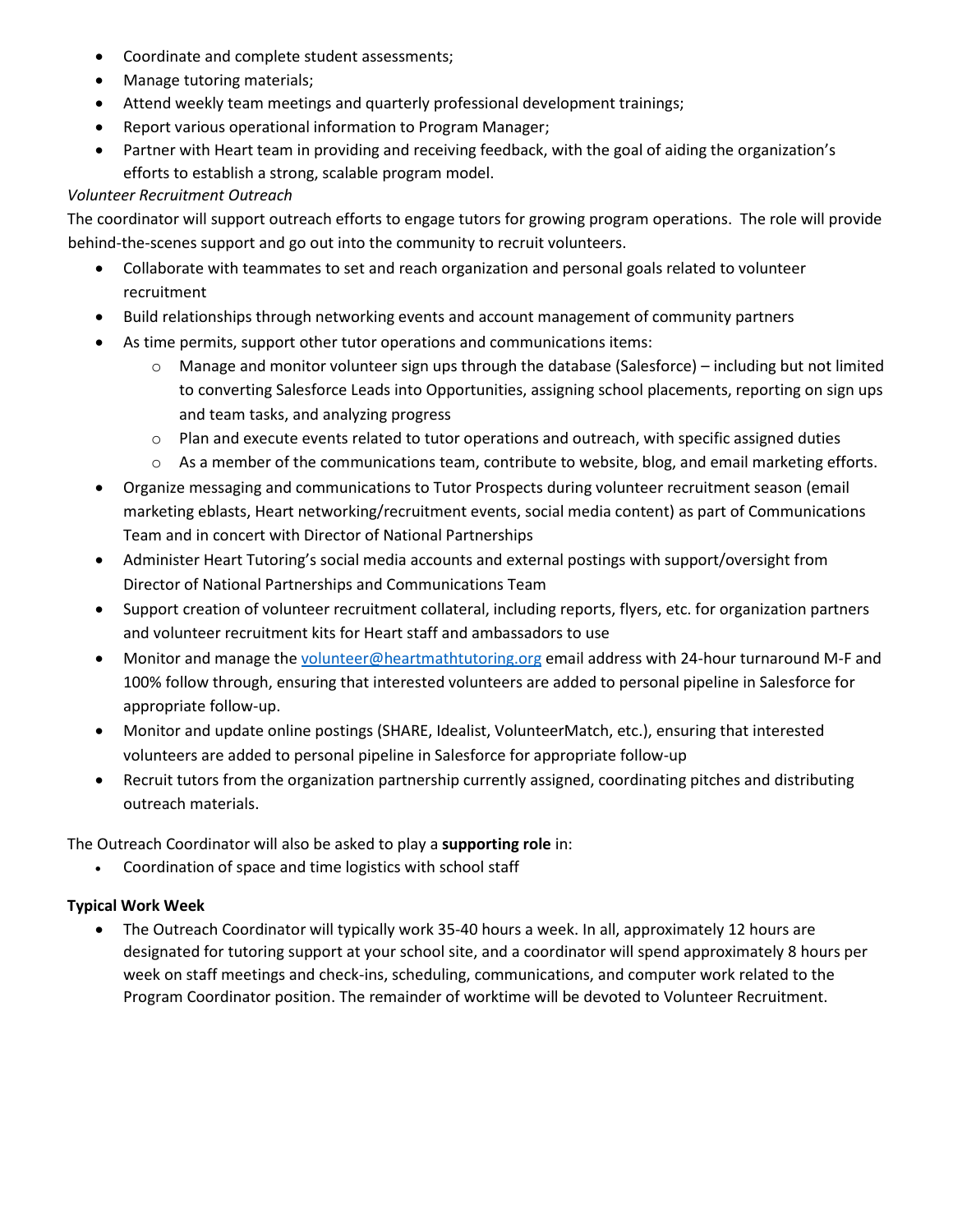- Coordinate and complete student assessments;
- Manage tutoring materials;
- Attend weekly team meetings and quarterly professional development trainings;
- Report various operational information to Program Manager;
- Partner with Heart team in providing and receiving feedback, with the goal of aiding the organization's efforts to establish a strong, scalable program model.

*Volunteer Recruitment Outreach*

The coordinator will support outreach efforts to engage tutors for growing program operations. The role will provide behind-the-scenes support and go out into the community to recruit volunteers.

- Collaborate with teammates to set and reach organization and personal goals related to volunteer recruitment
- Build relationships through networking events and account management of community partners
- As time permits, support other tutor operations and communications items:
  - Manage and monitor volunteer sign ups through the database (Salesforce) – including but not limited to converting Salesforce Leads into Opportunities, assigning school placements, reporting on sign ups and team tasks, and analyzing progress
  - Plan and execute events related to tutor operations and outreach, with specific assigned duties
  - As a member of the communications team, contribute to website, blog, and email marketing efforts.
- Organize messaging and communications to Tutor Prospects during volunteer recruitment season (email marketing eblasts, Heart networking/recruitment events, social media content) as part of Communications Team and in concert with Director of National Partnerships
- Administer Heart Tutoring's social media accounts and external postings with support/oversight from Director of National Partnerships and Communications Team
- Support creation of volunteer recruitment collateral, including reports, flyers, etc. for organization partners and volunteer recruitment kits for Heart staff and ambassadors to use
- Monitor and manage the volunteer@heartmathtutoring.org email address with 24-hour turnaround M-F and 100% follow through, ensuring that interested volunteers are added to personal pipeline in Salesforce for appropriate follow-up.
- Monitor and update online postings (SHARE, Idealist, VolunteerMatch, etc.), ensuring that interested volunteers are added to personal pipeline in Salesforce for appropriate follow-up
- Recruit tutors from the organization partnership currently assigned, coordinating pitches and distributing outreach materials.

The Outreach Coordinator will also be asked to play a **supporting role** in:

- Coordination of space and time logistics with school staff

**Typical Work Week**

- The Outreach Coordinator will typically work 35-40 hours a week. In all, approximately 12 hours are designated for tutoring support at your school site, and a coordinator will spend approximately 8 hours per week on staff meetings and check-ins, scheduling, communications, and computer work related to the Program Coordinator position. The remainder of worktime will be devoted to Volunteer Recruitment.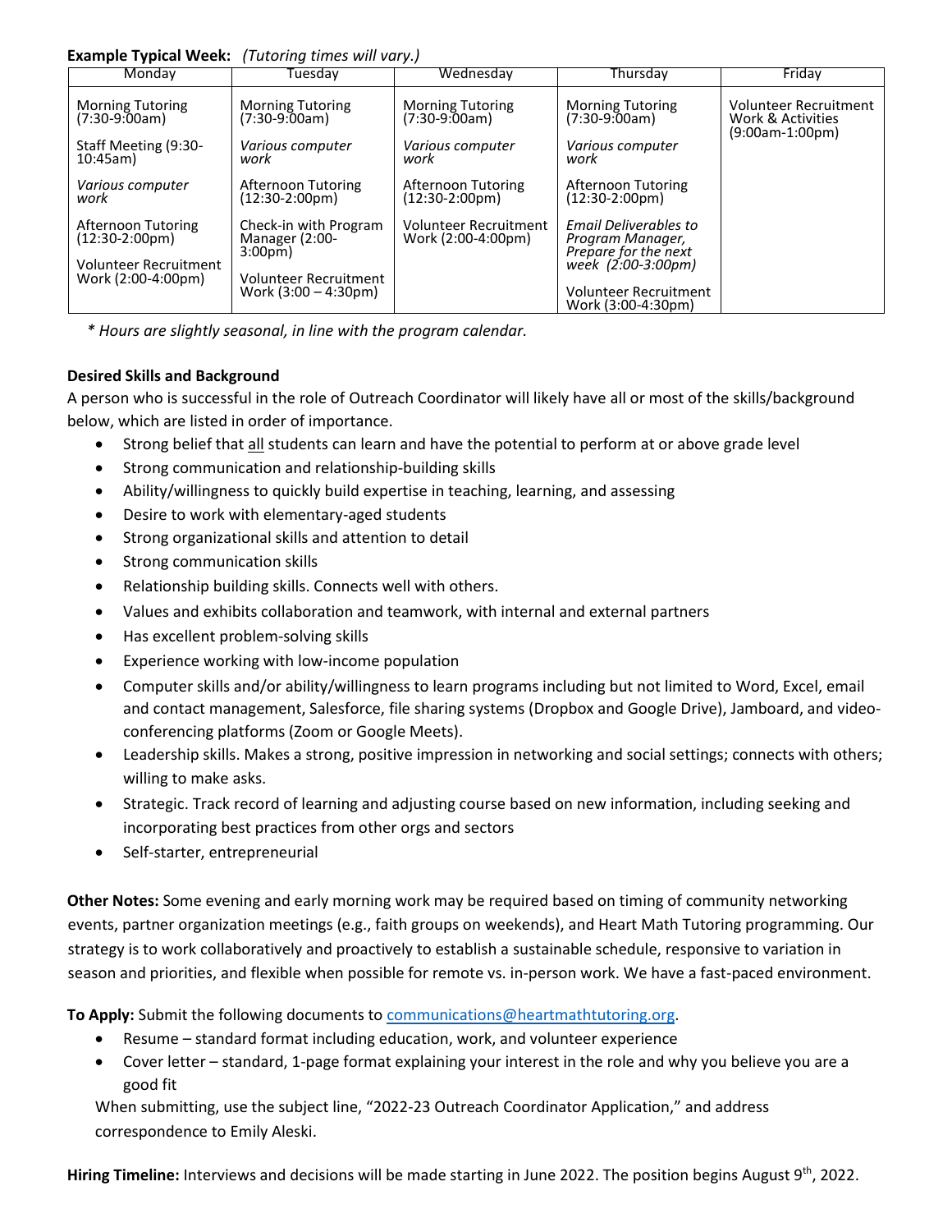**Example Typical Week:** *(Tutoring times will vary.)*

| Monday | Tuesday | Wednesday | Thursday | Friday |
|---|---|---|---|---|
| Morning Tutoring (7:30-9:00am)<br><br>Staff Meeting (9:30-10:45am)<br><br>*Various computer work*<br><br>Afternoon Tutoring (12:30-2:00pm)<br><br>Volunteer Recruitment Work (2:00-4:00pm) | Morning Tutoring (7:30-9:00am)<br><br>*Various computer work*<br><br>Afternoon Tutoring (12:30-2:00pm)<br><br>Check-in with Program Manager (2:00-3:00pm)<br><br>Volunteer Recruitment Work (3:00 – 4:30pm) | Morning Tutoring (7:30-9:00am)<br><br>*Various computer work*<br><br>Afternoon Tutoring (12:30-2:00pm)<br><br>Volunteer Recruitment Work (2:00-4:00pm) | Morning Tutoring (7:30-9:00am)<br><br>*Various computer work*<br><br>Afternoon Tutoring (12:30-2:00pm)<br><br>*Email Deliverables to Program Manager, Prepare for the next week (2:00-3:00pm)*<br><br>Volunteer Recruitment Work (3:00-4:30pm) | Volunteer Recruitment Work & Activities (9:00am-1:00pm) |

*\* Hours are slightly seasonal, in line with the program calendar.*

**Desired Skills and Background**

A person who is successful in the role of Outreach Coordinator will likely have all or most of the skills/background below, which are listed in order of importance.

- Strong belief that all students can learn and have the potential to perform at or above grade level
- Strong communication and relationship-building skills
- Ability/willingness to quickly build expertise in teaching, learning, and assessing
- Desire to work with elementary-aged students
- Strong organizational skills and attention to detail
- Strong communication skills
- Relationship building skills. Connects well with others.
- Values and exhibits collaboration and teamwork, with internal and external partners
- Has excellent problem-solving skills
- Experience working with low-income population
- Computer skills and/or ability/willingness to learn programs including but not limited to Word, Excel, email and contact management, Salesforce, file sharing systems (Dropbox and Google Drive), Jamboard, and video-conferencing platforms (Zoom or Google Meets).
- Leadership skills. Makes a strong, positive impression in networking and social settings; connects with others; willing to make asks.
- Strategic. Track record of learning and adjusting course based on new information, including seeking and incorporating best practices from other orgs and sectors
- Self-starter, entrepreneurial

**Other Notes:** Some evening and early morning work may be required based on timing of community networking events, partner organization meetings (e.g., faith groups on weekends), and Heart Math Tutoring programming. Our strategy is to work collaboratively and proactively to establish a sustainable schedule, responsive to variation in season and priorities, and flexible when possible for remote vs. in-person work. We have a fast-paced environment.

**To Apply:** Submit the following documents to communications@heartmathtutoring.org.

- Resume – standard format including education, work, and volunteer experience
- Cover letter – standard, 1-page format explaining your interest in the role and why you believe you are a good fit

When submitting, use the subject line, "2022-23 Outreach Coordinator Application," and address correspondence to Emily Aleski.

**Hiring Timeline:** Interviews and decisions will be made starting in June 2022. The position begins August 9th, 2022.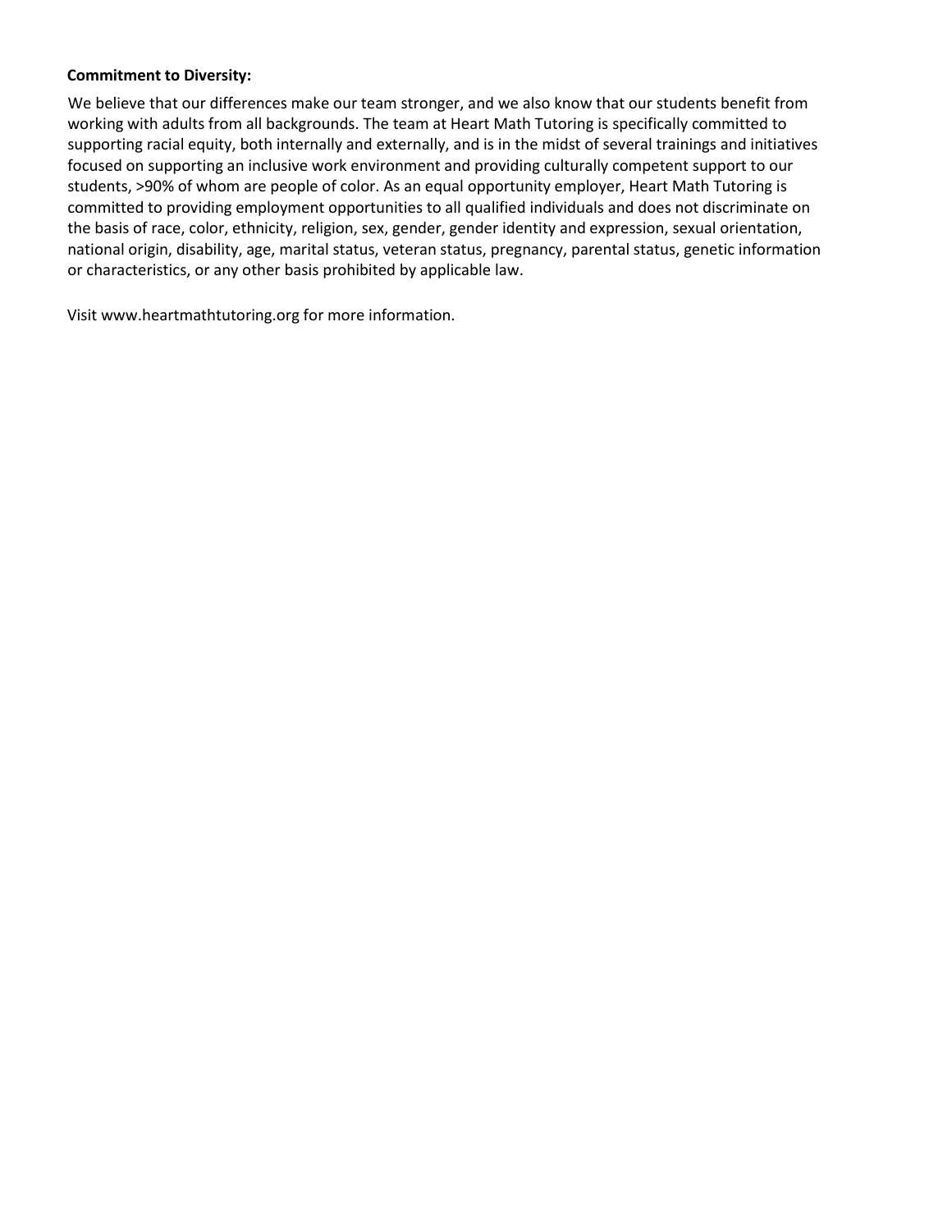**Commitment to Diversity:**

We believe that our differences make our team stronger, and we also know that our students benefit from working with adults from all backgrounds. The team at Heart Math Tutoring is specifically committed to supporting racial equity, both internally and externally, and is in the midst of several trainings and initiatives focused on supporting an inclusive work environment and providing culturally competent support to our students, >90% of whom are people of color. As an equal opportunity employer, Heart Math Tutoring is committed to providing employment opportunities to all qualified individuals and does not discriminate on the basis of race, color, ethnicity, religion, sex, gender, gender identity and expression, sexual orientation, national origin, disability, age, marital status, veteran status, pregnancy, parental status, genetic information or characteristics, or any other basis prohibited by applicable law.

Visit www.heartmathtutoring.org for more information.